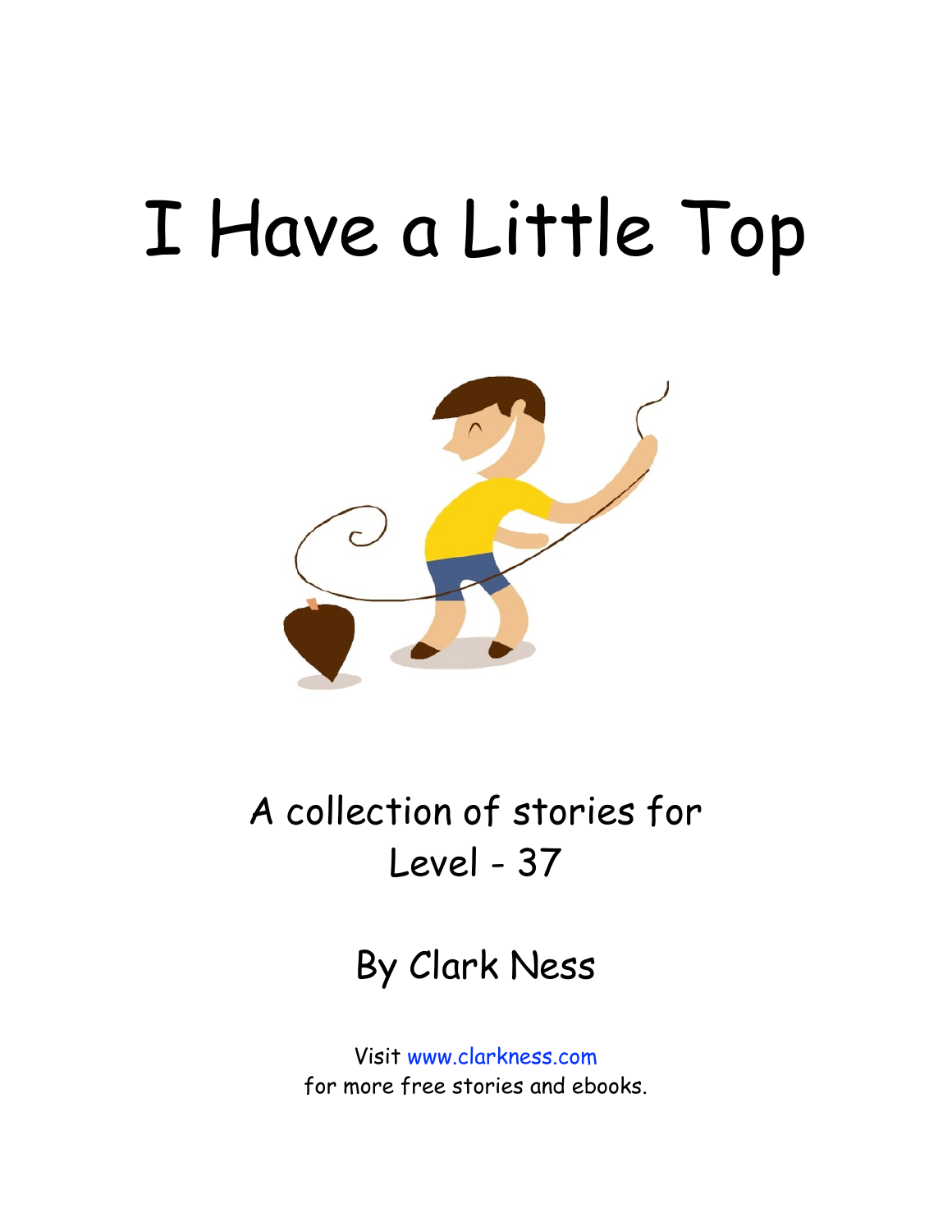# I Have a Little Top

A collection of stories for
Level - 37

By Clark Ness

Visit www.clarkness.com
for more free stories and ebooks.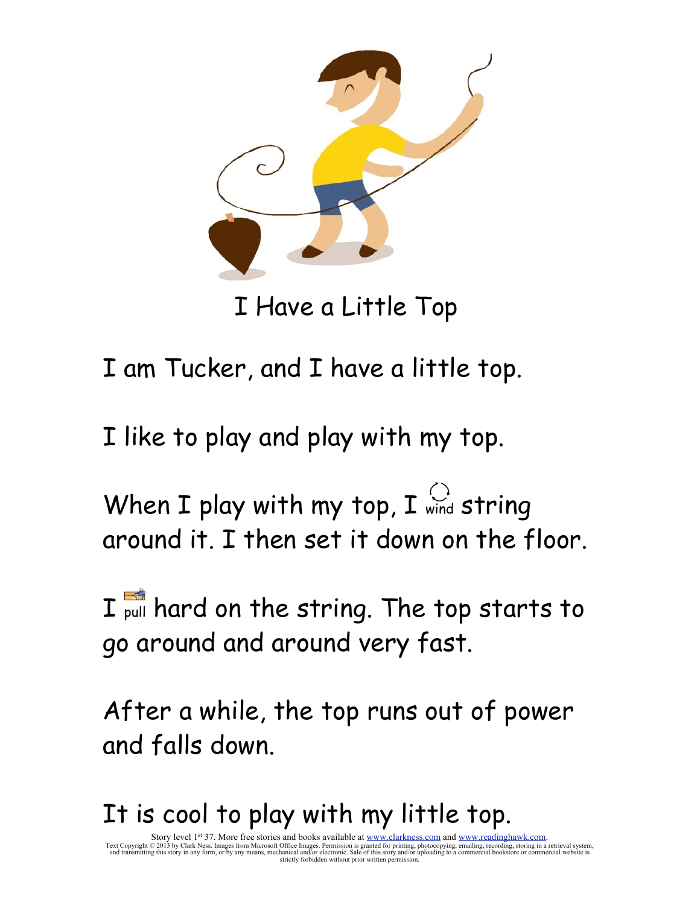# I Have a Little Top

I am Tucker, and I have a little top.

I like to play and play with my top.

When I play with my top, I wind string around it. I then set it down on the floor.

I pull hard on the string. The top starts to go around and around very fast.

After a while, the top runs out of power and falls down.

It is cool to play with my little top.

Story level 1st 37. More free stories and books available at www.clarkness.com and www.readinghawk.com.
Text Copyright © 2013 by Clark Ness. Images from Microsoft Office Images. Permission is granted for printing, photocopying, emailing, recording, storing in a retrieval system, and transmitting this story in any form, or by any means, mechanical and/or electronic. Sale of this story and/or uploading to a commercial bookstore or commercial website is strictly forbidden without prior written permission.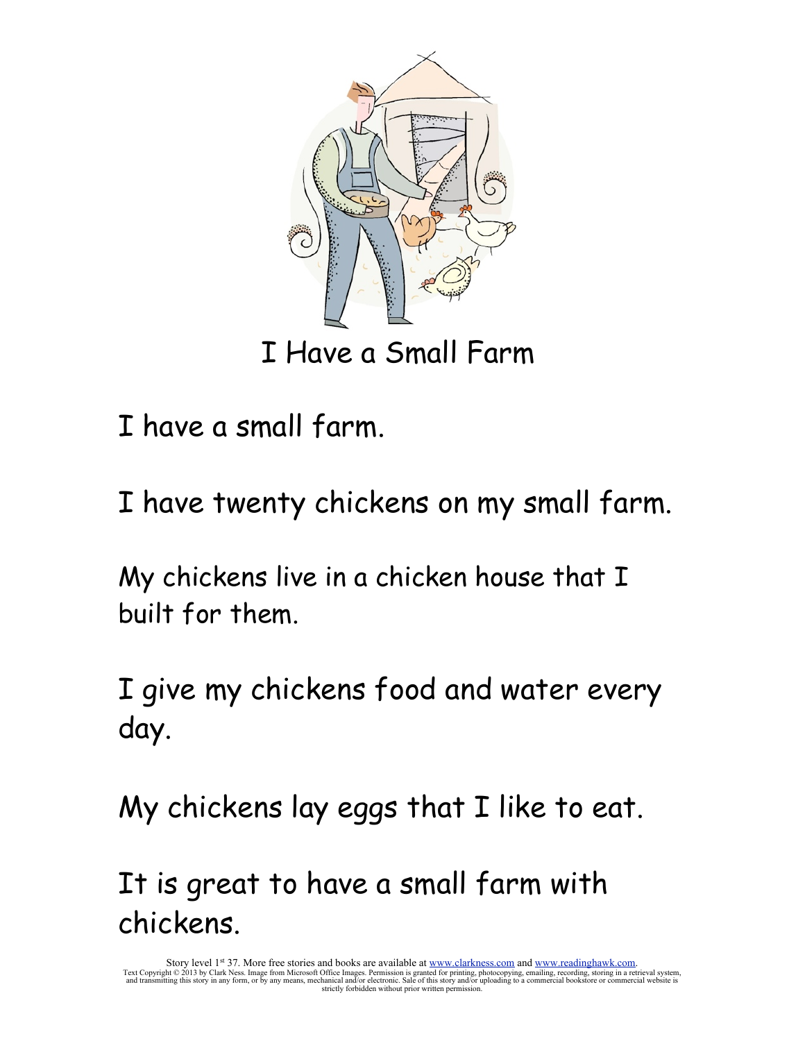# I Have a Small Farm

I have a small farm.

I have twenty chickens on my small farm.

My chickens live in a chicken house that I built for them.

I give my chickens food and water every day.

My chickens lay eggs that I like to eat.

It is great to have a small farm with chickens.

Story level 1st 37. More free stories and books are available at www.clarkness.com and www.readinghawk.com.
Text Copyright © 2013 by Clark Ness. Image from Microsoft Office Images. Permission is granted for printing, photocopying, emailing, recording, storing in a retrieval system, and transmitting this story in any form, or by any means, mechanical and/or electronic. Sale of this story and/or uploading to a commercial bookstore or commercial website is strictly forbidden without prior written permission.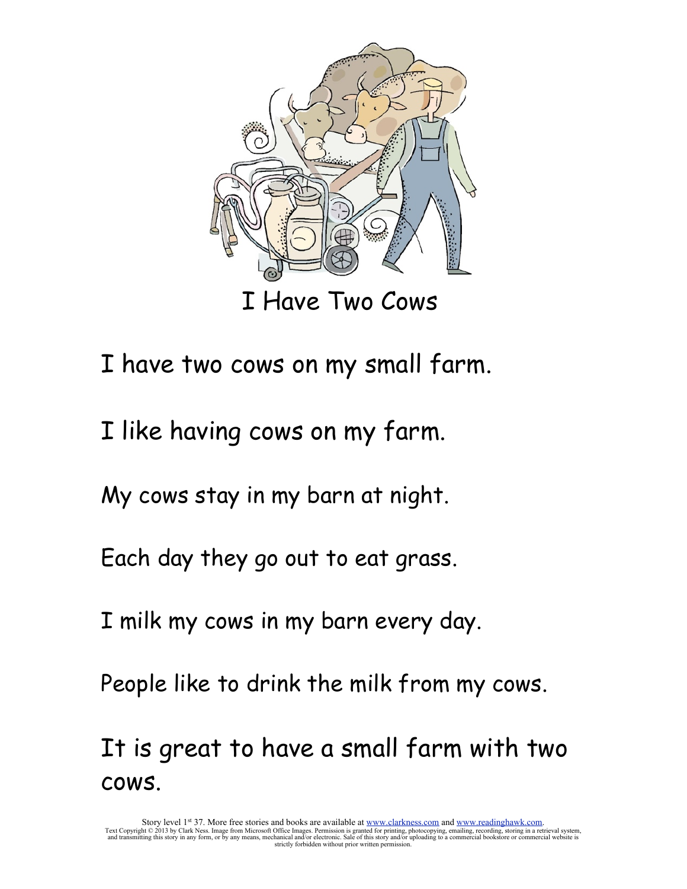# I Have Two Cows

I have two cows on my small farm.

I like having cows on my farm.

My cows stay in my barn at night.

Each day they go out to eat grass.

I milk my cows in my barn every day.

People like to drink the milk from my cows.

It is great to have a small farm with two cows.

Story level 1st 37. More free stories and books are available at www.clarkness.com and www.readinghawk.com.
Text Copyright © 2013 by Clark Ness. Image from Microsoft Office Images. Permission is granted for printing, photocopying, emailing, recording, storing in a retrieval system, and transmitting this story in any form, or by any means, mechanical and/or electronic. Sale of this story and/or uploading to a commercial bookstore or commercial website is strictly forbidden without prior written permission.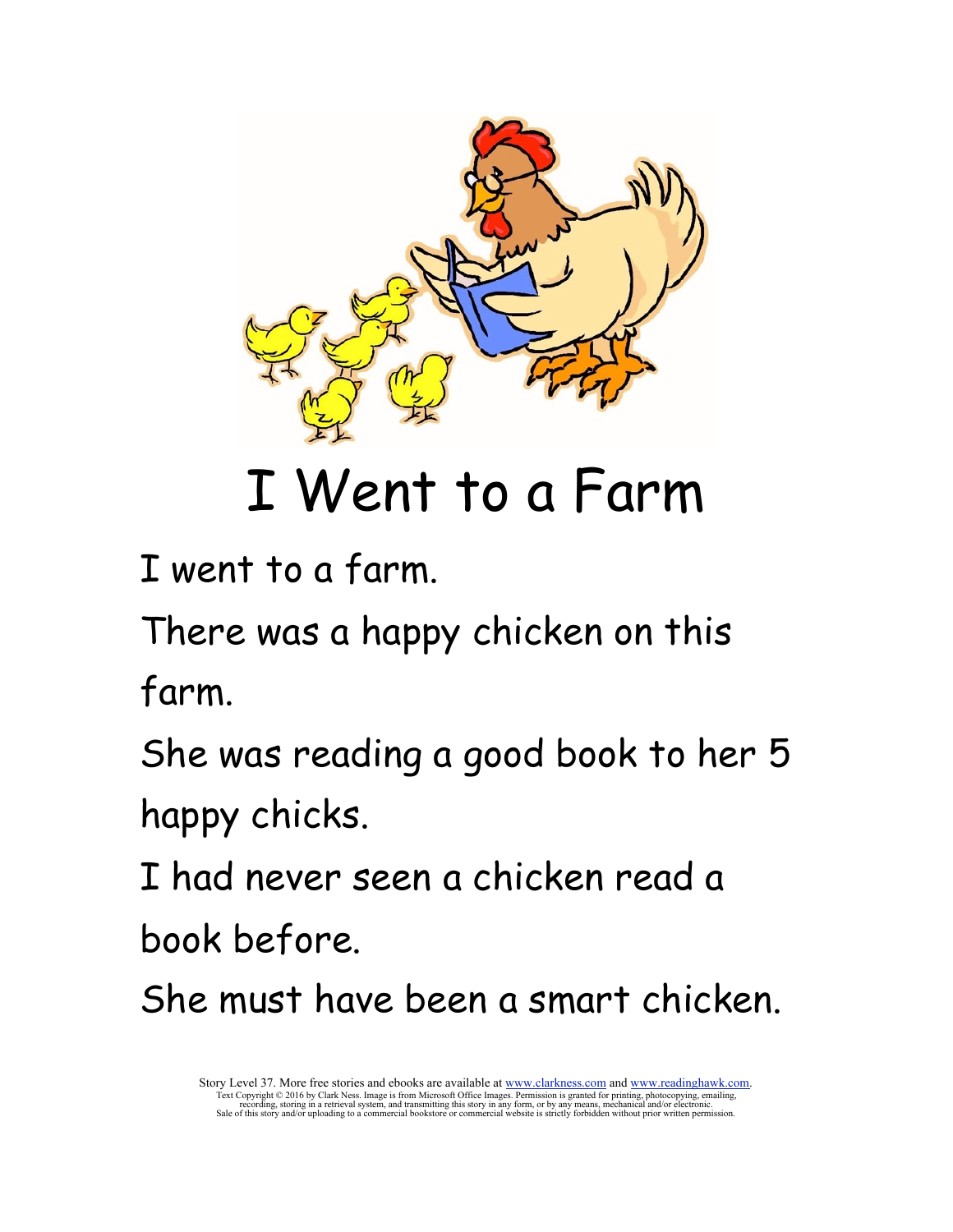# I Went to a Farm

I went to a farm.

There was a happy chicken on this farm.

She was reading a good book to her 5 happy chicks.

I had never seen a chicken read a book before.

She must have been a smart chicken.

Story Level 37. More free stories and ebooks are available at www.clarkness.com and www.readinghawk.com.
Text Copyright © 2016 by Clark Ness. Image is from Microsoft Office Images. Permission is granted for printing, photocopying, emailing, recording, storing in a retrieval system, and transmitting this story in any form, or by any means, mechanical and/or electronic. Sale of this story and/or uploading to a commercial bookstore or commercial website is strictly forbidden without prior written permission.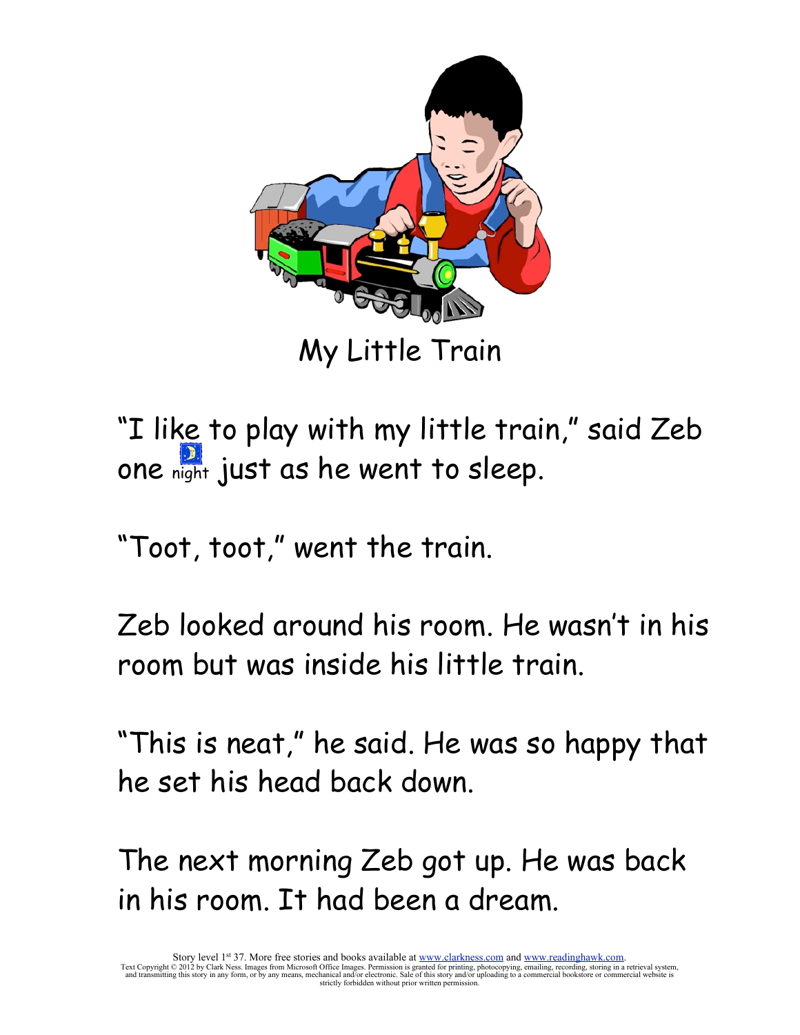# My Little Train

"I like to play with my little train," said Zeb one night just as he went to sleep.

"Toot, toot," went the train.

Zeb looked around his room. He wasn't in his room but was inside his little train.

"This is neat," he said. He was so happy that he set his head back down.

The next morning Zeb got up. He was back in his room. It had been a dream.

Story level 1st 37. More free stories and books available at www.clarkness.com and www.readinghawk.com.
Text Copyright © 2012 by Clark Ness. Images from Microsoft Office Images. Permission is granted for printing, photocopying, emailing, recording, storing in a retrieval system, and transmitting this story in any form, or by any means, mechanical and/or electronic. Sale of this story and/or uploading to a commercial bookstore or commercial website is strictly forbidden without prior written permission.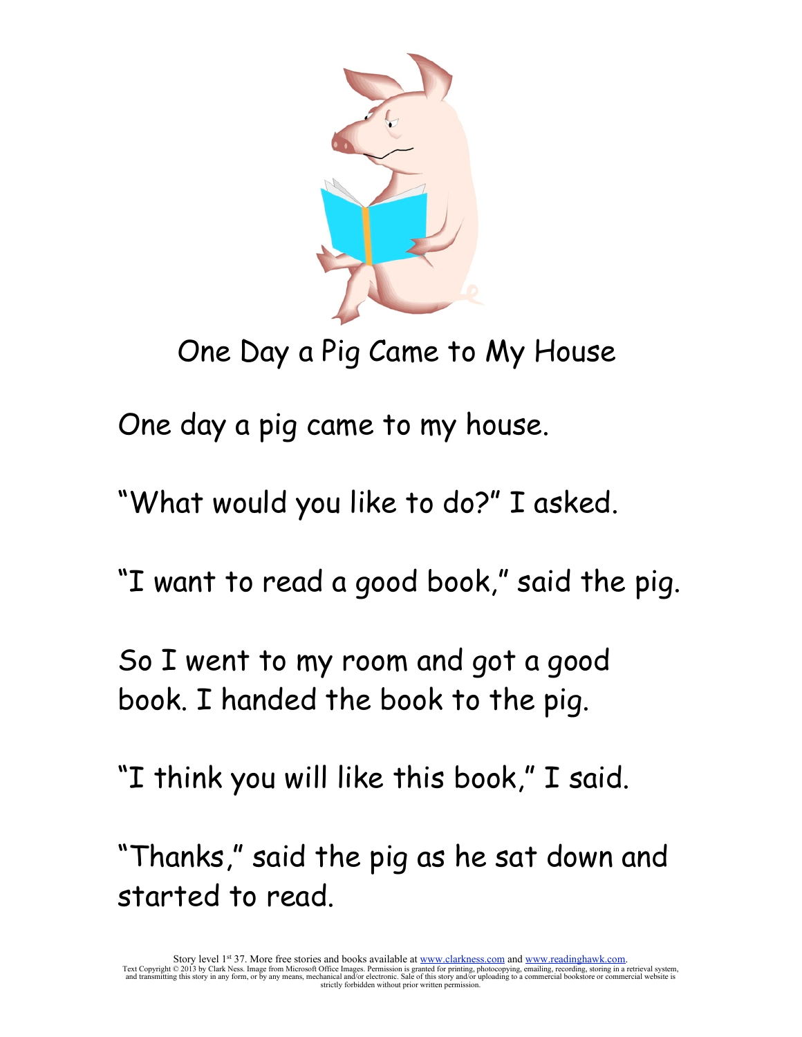# One Day a Pig Came to My House

One day a pig came to my house.

"What would you like to do?" I asked.

"I want to read a good book," said the pig.

So I went to my room and got a good book. I handed the book to the pig.

"I think you will like this book," I said.

"Thanks," said the pig as he sat down and started to read.

Story level 1st 37. More free stories and books available at www.clarkness.com and www.readinghawk.com.
Text Copyright © 2013 by Clark Ness. Image from Microsoft Office Images. Permission is granted for printing, photocopying, emailing, recording, storing in a retrieval system, and transmitting this story in any form, or by any means, mechanical and/or electronic. Sale of this story and/or uploading to a commercial bookstore or commercial website is strictly forbidden without prior written permission.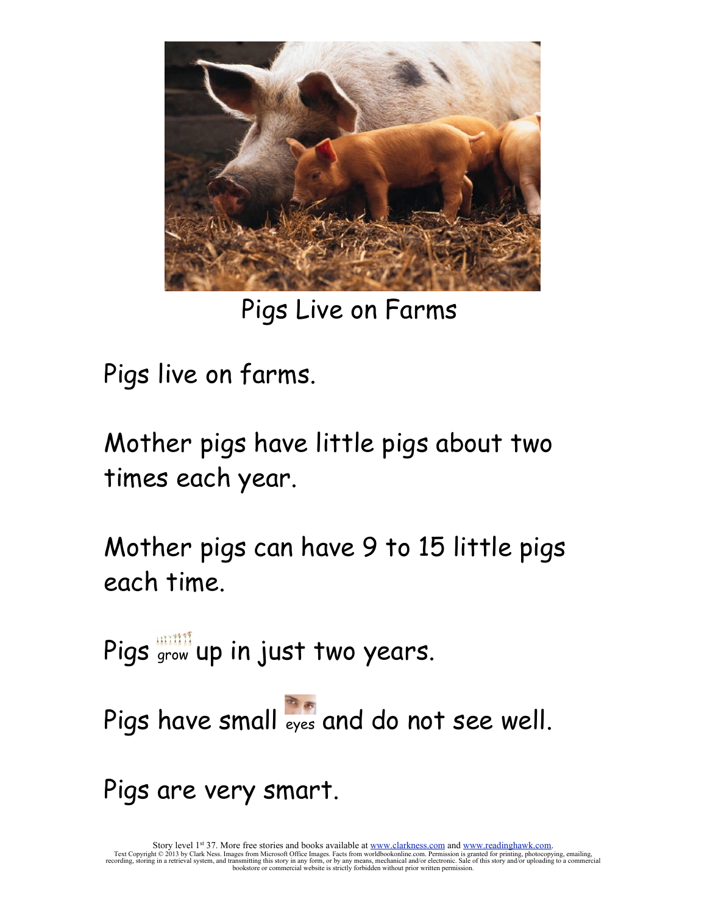Pigs Live on Farms

Pigs live on farms.

Mother pigs have little pigs about two times each year.

Mother pigs can have 9 to 15 little pigs each time.

Pigs grow up in just two years.

Pigs have small eyes and do not see well.

Pigs are very smart.

Story level 1st 37. More free stories and books available at www.clarkness.com and www.readinghawk.com.
Text Copyright © 2013 by Clark Ness. Images from Microsoft Office Images. Facts from worldbookonline.com. Permission is granted for printing, photocopying, emailing, recording, storing in a retrieval system, and transmitting this story in any form, or by any means, mechanical and/or electronic. Sale of this story and/or uploading to a commercial bookstore or commercial website is strictly forbidden without prior written permission.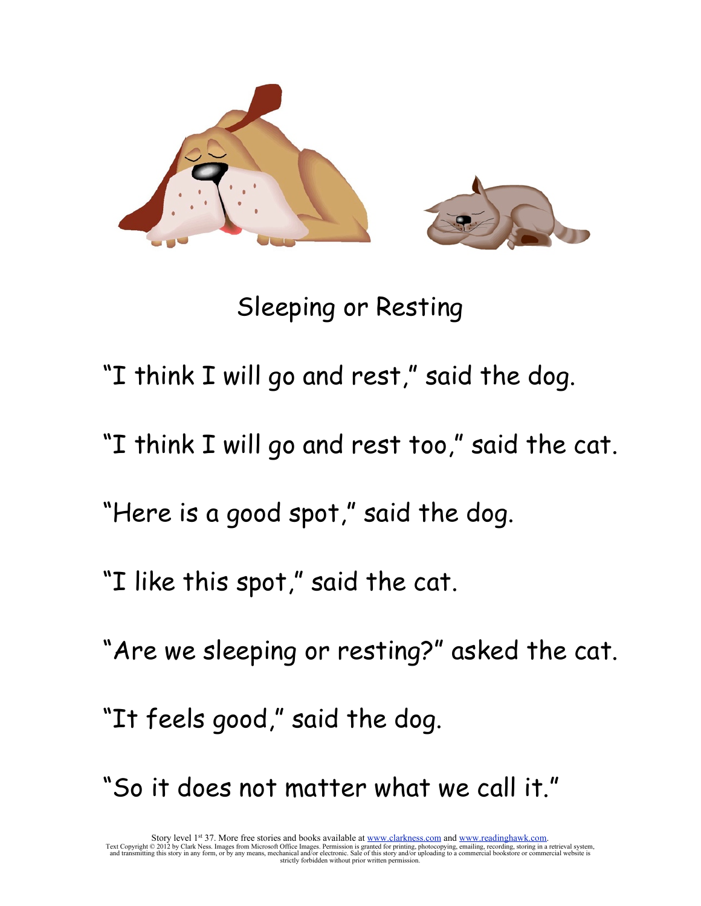# Sleeping or Resting

"I think I will go and rest," said the dog.

"I think I will go and rest too," said the cat.

"Here is a good spot," said the dog.

"I like this spot," said the cat.

"Are we sleeping or resting?" asked the cat.

"It feels good," said the dog.

"So it does not matter what we call it."

Story level 1st 37. More free stories and books available at www.clarkness.com and www.readinghawk.com.
Text Copyright © 2012 by Clark Ness. Images from Microsoft Office Images. Permission is granted for printing, photocopying, emailing, recording, storing in a retrieval system, and transmitting this story in any form, or by any means, mechanical and/or electronic. Sale of this story and/or uploading to a commercial bookstore or commercial website is strictly forbidden without prior written permission.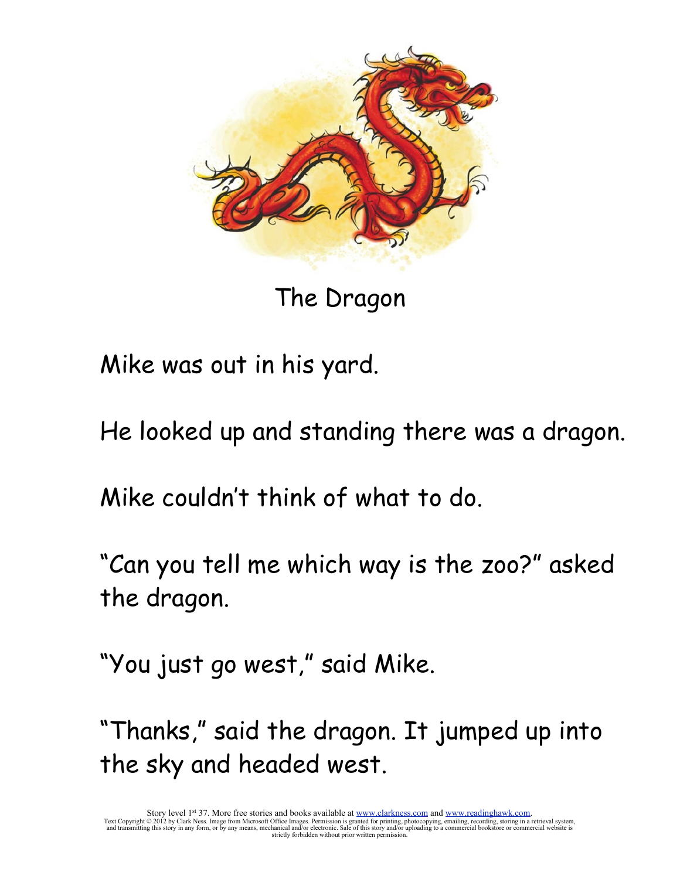# The Dragon

Mike was out in his yard.

He looked up and standing there was a dragon.

Mike couldn't think of what to do.

"Can you tell me which way is the zoo?" asked the dragon.

"You just go west," said Mike.

"Thanks," said the dragon. It jumped up into the sky and headed west.

Story level 1st 37. More free stories and books available at www.clarkness.com and www.readinghawk.com.
Text Copyright © 2012 by Clark Ness. Image from Microsoft Office Images. Permission is granted for printing, photocopying, emailing, recording, storing in a retrieval system, and transmitting this story in any form, or by any means, mechanical and/or electronic. Sale of this story and/or uploading to a commercial bookstore or commercial website is strictly forbidden without prior written permission.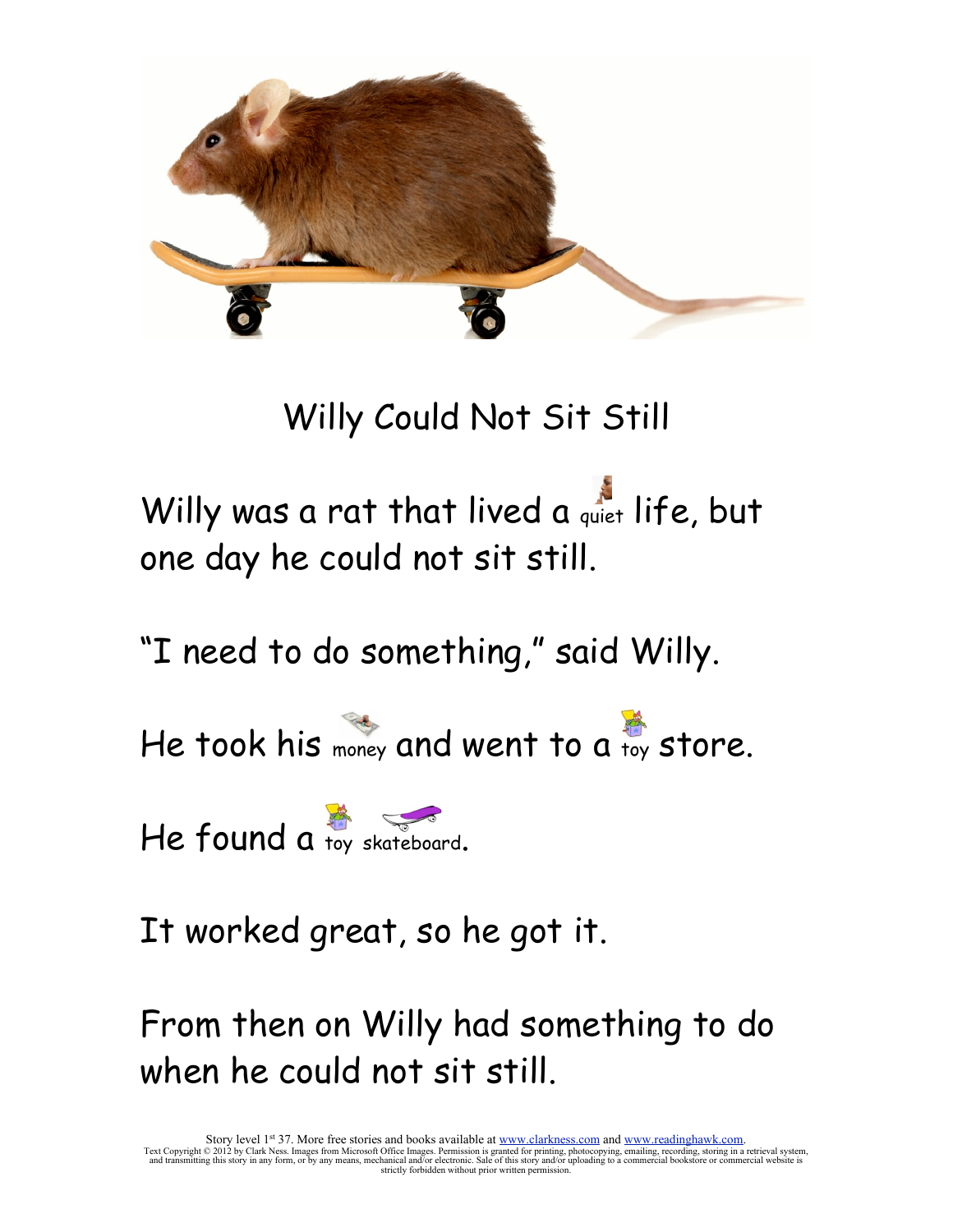# Willy Could Not Sit Still

Willy was a rat that lived a quiet life, but one day he could not sit still.

"I need to do something," said Willy.

He took his money and went to a toy store.

He found a toy skateboard.

It worked great, so he got it.

From then on Willy had something to do when he could not sit still.

Story level 1st 37. More free stories and books available at www.clarkness.com and www.readinghawk.com.
Text Copyright © 2012 by Clark Ness. Images from Microsoft Office Images. Permission is granted for printing, photocopying, emailing, recording, storing in a retrieval system, and transmitting this story in any form, or by any means, mechanical and/or electronic. Sale of this story and/or uploading to a commercial bookstore or commercial website is strictly forbidden without prior written permission.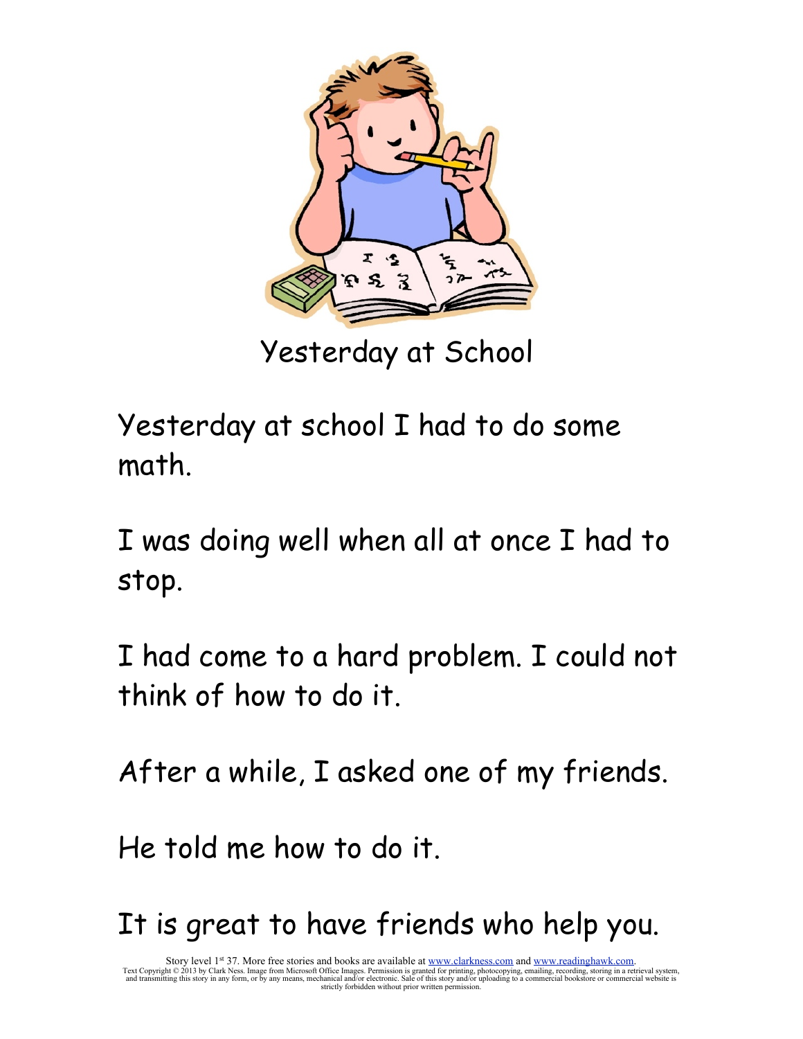# Yesterday at School

Yesterday at school I had to do some math.

I was doing well when all at once I had to stop.

I had come to a hard problem. I could not think of how to do it.

After a while, I asked one of my friends.

He told me how to do it.

It is great to have friends who help you.

Story level 1st 37. More free stories and books are available at www.clarkness.com and www.readinghawk.com.
Text Copyright © 2013 by Clark Ness. Image from Microsoft Office Images. Permission is granted for printing, photocopying, emailing, recording, storing in a retrieval system, and transmitting this story in any form, or by any means, mechanical and/or electronic. Sale of this story and/or uploading to a commercial bookstore or commercial website is strictly forbidden without prior written permission.